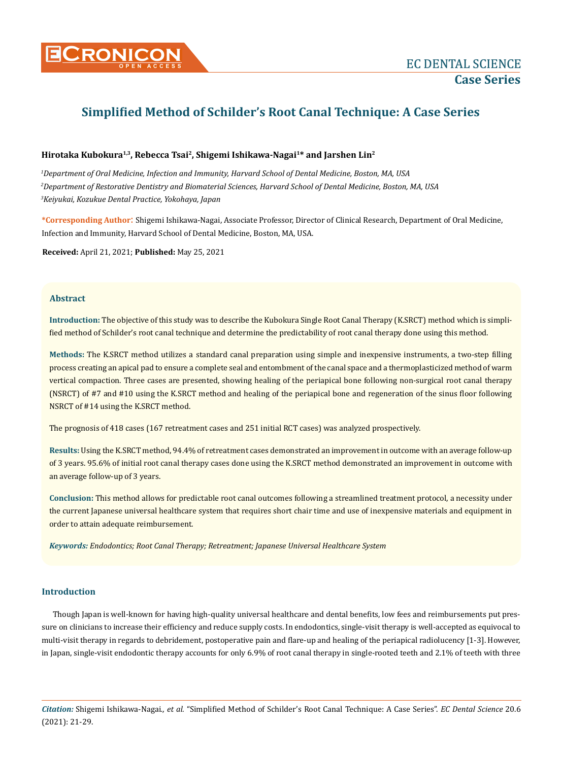# Simplified Method of Schilder's Root Canal Technique: A Case Series

**Hirotaka Kubokura[1,3], Rebecca Tsai[2], Shigemi Ishikawa-Nagai[1]* and Jarshen Lin[2]**

*[1]Department of Oral Medicine, Infection and Immunity, Harvard School of Dental Medicine, Boston, MA, USA*

*[2]Department of Restorative Dentistry and Biomaterial Sciences, Harvard School of Dental Medicine, Boston, MA, USA*

*[3]Keiyukai, Kozukue Dental Practice, Yokohaya, Japan*

**\*Corresponding Author:** Shigemi Ishikawa-Nagai, Associate Professor, Director of Clinical Research, Department of Oral Medicine, Infection and Immunity, Harvard School of Dental Medicine, Boston, MA, USA.

**Received:** April 21, 2021; **Published:** May 25, 2021

## Abstract

**Introduction:** The objective of this study was to describe the Kubokura Single Root Canal Therapy (K.SRCT) method which is simplified method of Schilder's root canal technique and determine the predictability of root canal therapy done using this method.

**Methods:** The K.SRCT method utilizes a standard canal preparation using simple and inexpensive instruments, a two-step filling process creating an apical pad to ensure a complete seal and entombment of the canal space and a thermoplasticized method of warm vertical compaction. Three cases are presented, showing healing of the periapical bone following non-surgical root canal therapy (NSRCT) of #7 and #10 using the K.SRCT method and healing of the periapical bone and regeneration of the sinus floor following NSRCT of #14 using the K.SRCT method.

The prognosis of 418 cases (167 retreatment cases and 251 initial RCT cases) was analyzed prospectively.

**Results:** Using the K.SRCT method, 94.4% of retreatment cases demonstrated an improvement in outcome with an average follow-up of 3 years. 95.6% of initial root canal therapy cases done using the K.SRCT method demonstrated an improvement in outcome with an average follow-up of 3 years.

**Conclusion:** This method allows for predictable root canal outcomes following a streamlined treatment protocol, a necessity under the current Japanese universal healthcare system that requires short chair time and use of inexpensive materials and equipment in order to attain adequate reimbursement.

***Keywords:*** *Endodontics; Root Canal Therapy; Retreatment; Japanese Universal Healthcare System*

## Introduction

Though Japan is well-known for having high-quality universal healthcare and dental benefits, low fees and reimbursements put pressure on clinicians to increase their efficiency and reduce supply costs. In endodontics, single-visit therapy is well-accepted as equivocal to multi-visit therapy in regards to debridement, postoperative pain and flare-up and healing of the periapical radiolucency [1-3]. However, in Japan, single-visit endodontic therapy accounts for only 6.9% of root canal therapy in single-rooted teeth and 2.1% of teeth with three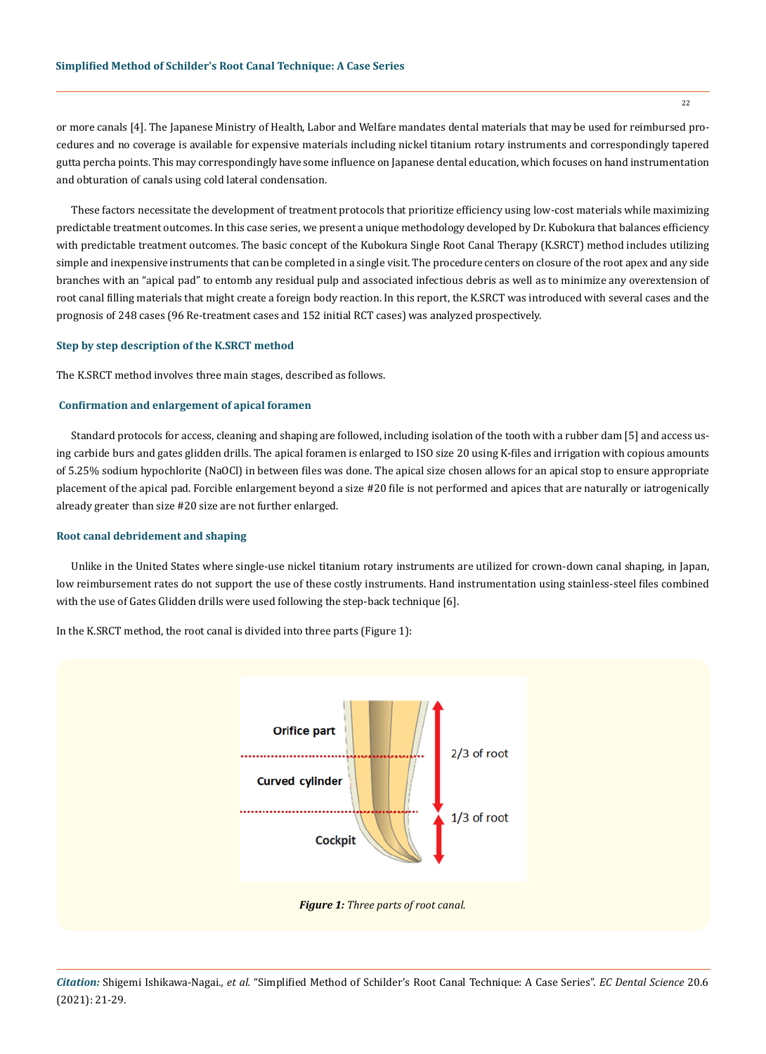or more canals [4]. The Japanese Ministry of Health, Labor and Welfare mandates dental materials that may be used for reimbursed procedures and no coverage is available for expensive materials including nickel titanium rotary instruments and correspondingly tapered gutta percha points. This may correspondingly have some influence on Japanese dental education, which focuses on hand instrumentation and obturation of canals using cold lateral condensation.

These factors necessitate the development of treatment protocols that prioritize efficiency using low-cost materials while maximizing predictable treatment outcomes. In this case series, we present a unique methodology developed by Dr. Kubokura that balances efficiency with predictable treatment outcomes. The basic concept of the Kubokura Single Root Canal Therapy (K.SRCT) method includes utilizing simple and inexpensive instruments that can be completed in a single visit. The procedure centers on closure of the root apex and any side branches with an "apical pad" to entomb any residual pulp and associated infectious debris as well as to minimize any overextension of root canal filling materials that might create a foreign body reaction. In this report, the K.SRCT was introduced with several cases and the prognosis of 248 cases (96 Re-treatment cases and 152 initial RCT cases) was analyzed prospectively.

### Step by step description of the K.SRCT method

The K.SRCT method involves three main stages, described as follows.

### Confirmation and enlargement of apical foramen

Standard protocols for access, cleaning and shaping are followed, including isolation of the tooth with a rubber dam [5] and access using carbide burs and gates glidden drills. The apical foramen is enlarged to ISO size 20 using K-files and irrigation with copious amounts of 5.25% sodium hypochlorite (NaOCl) in between files was done. The apical size chosen allows for an apical stop to ensure appropriate placement of the apical pad. Forcible enlargement beyond a size #20 file is not performed and apices that are naturally or iatrogenically already greater than size #20 size are not further enlarged.

### Root canal debridement and shaping

Unlike in the United States where single-use nickel titanium rotary instruments are utilized for crown-down canal shaping, in Japan, low reimbursement rates do not support the use of these costly instruments. Hand instrumentation using stainless-steel files combined with the use of Gates Glidden drills were used following the step-back technique [6].

In the K.SRCT method, the root canal is divided into three parts (Figure 1):

Orifice part

Curved cylinder

Cockpit

2/3 of root

1/3 of root

*Figure 1: Three parts of root canal.*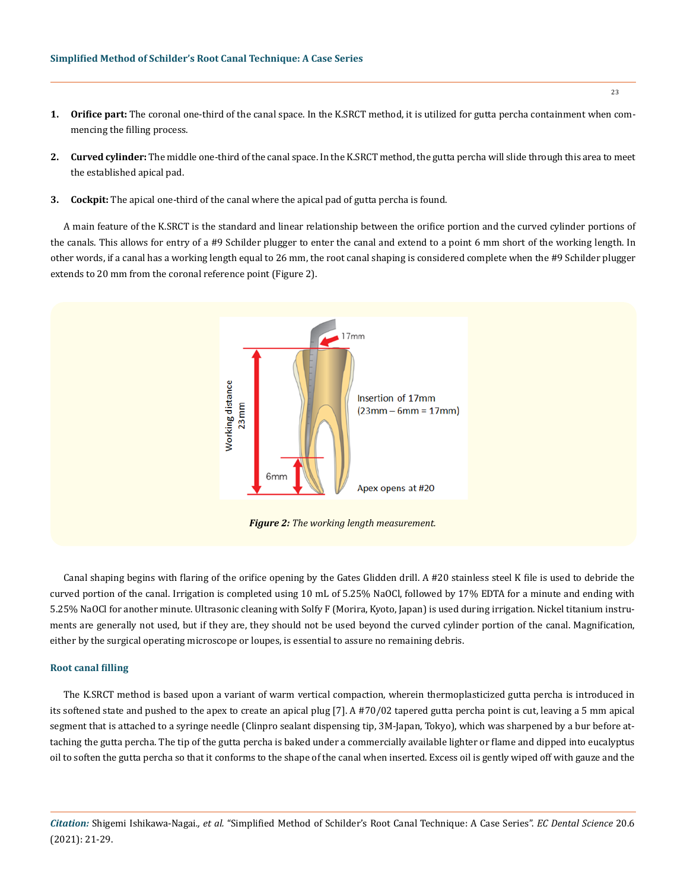1. **Orifice part:** The coronal one-third of the canal space. In the K.SRCT method, it is utilized for gutta percha containment when commencing the filling process.

2. **Curved cylinder:** The middle one-third of the canal space. In the K.SRCT method, the gutta percha will slide through this area to meet the established apical pad.

3. **Cockpit:** The apical one-third of the canal where the apical pad of gutta percha is found.

A main feature of the K.SRCT is the standard and linear relationship between the orifice portion and the curved cylinder portions of the canals. This allows for entry of a #9 Schilder plugger to enter the canal and extend to a point 6 mm short of the working length. In other words, if a canal has a working length equal to 26 mm, the root canal shaping is considered complete when the #9 Schilder plugger extends to 20 mm from the coronal reference point (Figure 2).

***Figure 2:*** *The working length measurement.*

Canal shaping begins with flaring of the orifice opening by the Gates Glidden drill. A #20 stainless steel K file is used to debride the curved portion of the canal. Irrigation is completed using 10 mL of 5.25% NaOCl, followed by 17% EDTA for a minute and ending with 5.25% NaOCl for another minute. Ultrasonic cleaning with Solfy F (Morira, Kyoto, Japan) is used during irrigation. Nickel titanium instruments are generally not used, but if they are, they should not be used beyond the curved cylinder portion of the canal. Magnification, either by the surgical operating microscope or loupes, is essential to assure no remaining debris.

### Root canal filling

The K.SRCT method is based upon a variant of warm vertical compaction, wherein thermoplasticized gutta percha is introduced in its softened state and pushed to the apex to create an apical plug [7]. A #70/02 tapered gutta percha point is cut, leaving a 5 mm apical segment that is attached to a syringe needle (Clinpro sealant dispensing tip, 3M-Japan, Tokyo), which was sharpened by a bur before attaching the gutta percha. The tip of the gutta percha is baked under a commercially available lighter or flame and dipped into eucalyptus oil to soften the gutta percha so that it conforms to the shape of the canal when inserted. Excess oil is gently wiped off with gauze and the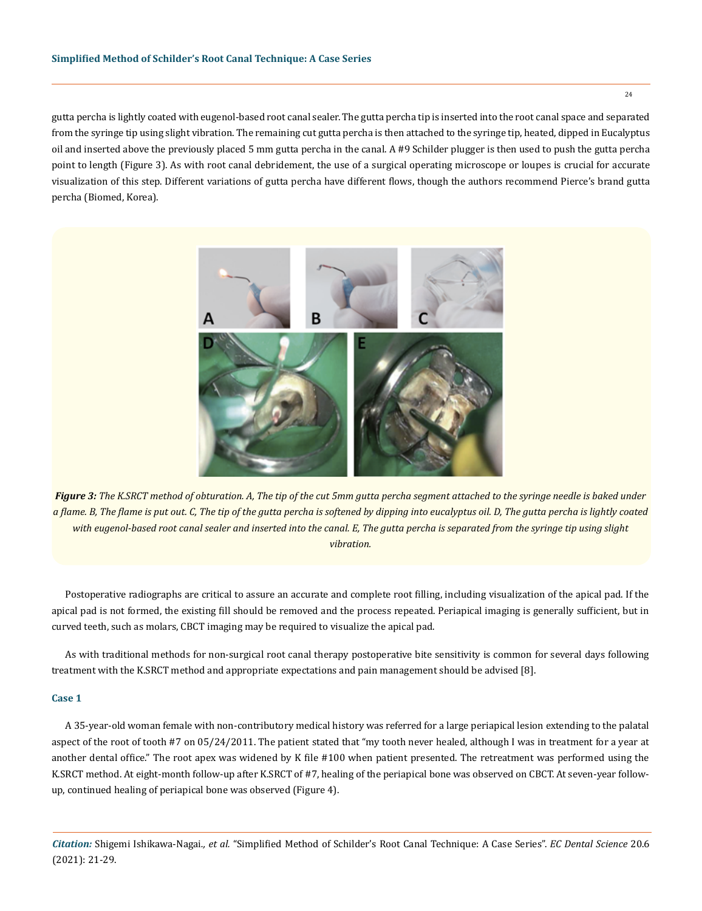gutta percha is lightly coated with eugenol-based root canal sealer. The gutta percha tip is inserted into the root canal space and separated from the syringe tip using slight vibration. The remaining cut gutta percha is then attached to the syringe tip, heated, dipped in Eucalyptus oil and inserted above the previously placed 5 mm gutta percha in the canal. A #9 Schilder plugger is then used to push the gutta percha point to length (Figure 3). As with root canal debridement, the use of a surgical operating microscope or loupes is crucial for accurate visualization of this step. Different variations of gutta percha have different flows, though the authors recommend Pierce's brand gutta percha (Biomed, Korea).

***Figure 3:*** *The K.SRCT method of obturation. A, The tip of the cut 5mm gutta percha segment attached to the syringe needle is baked under a flame. B, The flame is put out. C, The tip of the gutta percha is softened by dipping into eucalyptus oil. D, The gutta percha is lightly coated with eugenol-based root canal sealer and inserted into the canal. E, The gutta percha is separated from the syringe tip using slight vibration.*

Postoperative radiographs are critical to assure an accurate and complete root filling, including visualization of the apical pad. If the apical pad is not formed, the existing fill should be removed and the process repeated. Periapical imaging is generally sufficient, but in curved teeth, such as molars, CBCT imaging may be required to visualize the apical pad.

As with traditional methods for non-surgical root canal therapy postoperative bite sensitivity is common for several days following treatment with the K.SRCT method and appropriate expectations and pain management should be advised [8].

### Case 1

A 35-year-old woman female with non-contributory medical history was referred for a large periapical lesion extending to the palatal aspect of the root of tooth #7 on 05/24/2011. The patient stated that "my tooth never healed, although I was in treatment for a year at another dental office." The root apex was widened by K file #100 when patient presented. The retreatment was performed using the K.SRCT method. At eight-month follow-up after K.SRCT of #7, healing of the periapical bone was observed on CBCT. At seven-year follow-up, continued healing of periapical bone was observed (Figure 4).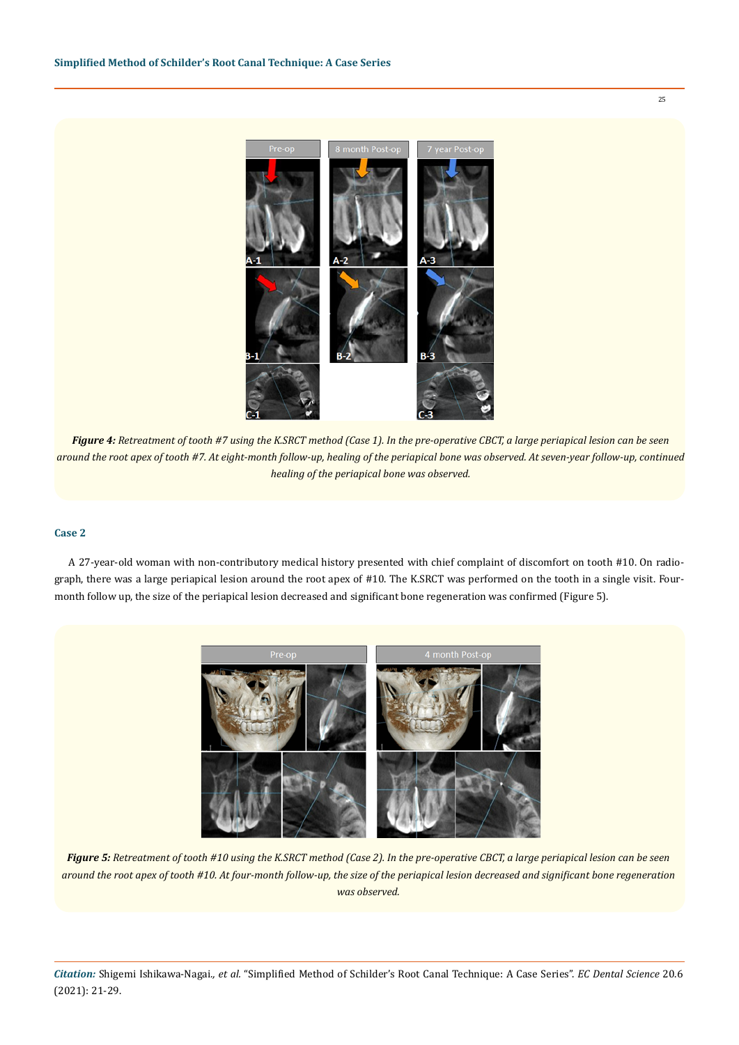*Figure 4: Retreatment of tooth #7 using the K.SRCT method (Case 1). In the pre-operative CBCT, a large periapical lesion can be seen around the root apex of tooth #7. At eight-month follow-up, healing of the periapical bone was observed. At seven-year follow-up, continued healing of the periapical bone was observed.*

### Case 2

A 27-year-old woman with non-contributory medical history presented with chief complaint of discomfort on tooth #10. On radiograph, there was a large periapical lesion around the root apex of #10. The K.SRCT was performed on the tooth in a single visit. Four-month follow up, the size of the periapical lesion decreased and significant bone regeneration was confirmed (Figure 5).

*Figure 5: Retreatment of tooth #10 using the K.SRCT method (Case 2). In the pre-operative CBCT, a large periapical lesion can be seen around the root apex of tooth #10. At four-month follow-up, the size of the periapical lesion decreased and significant bone regeneration was observed.*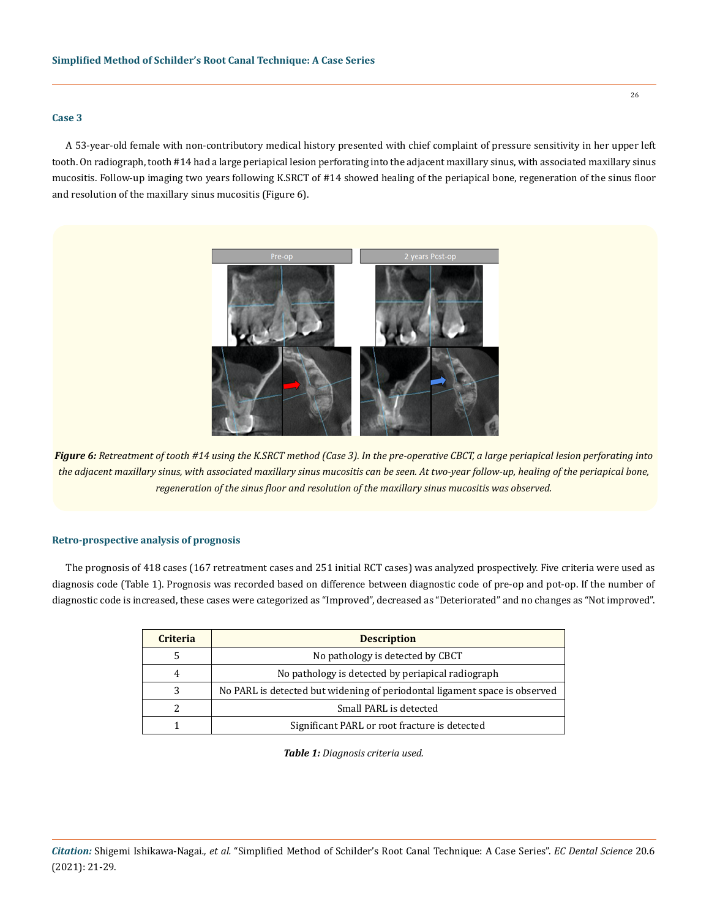### Case 3

A 53-year-old female with non-contributory medical history presented with chief complaint of pressure sensitivity in her upper left tooth. On radiograph, tooth #14 had a large periapical lesion perforating into the adjacent maxillary sinus, with associated maxillary sinus mucositis. Follow-up imaging two years following K.SRCT of #14 showed healing of the periapical bone, regeneration of the sinus floor and resolution of the maxillary sinus mucositis (Figure 6).

***Figure 6:*** *Retreatment of tooth #14 using the K.SRCT method (Case 3). In the pre-operative CBCT, a large periapical lesion perforating into the adjacent maxillary sinus, with associated maxillary sinus mucositis can be seen. At two-year follow-up, healing of the periapical bone, regeneration of the sinus floor and resolution of the maxillary sinus mucositis was observed.*

### Retro-prospective analysis of prognosis

The prognosis of 418 cases (167 retreatment cases and 251 initial RCT cases) was analyzed prospectively. Five criteria were used as diagnosis code (Table 1). Prognosis was recorded based on difference between diagnostic code of pre-op and pot-op. If the number of diagnostic code is increased, these cases were categorized as "Improved", decreased as "Deteriorated" and no changes as "Not improved".

| Criteria | Description |
|---|---|
| 5 | No pathology is detected by CBCT |
| 4 | No pathology is detected by periapical radiograph |
| 3 | No PARL is detected but widening of periodontal ligament space is observed |
| 2 | Small PARL is detected |
| 1 | Significant PARL or root fracture is detected |

***Table 1:*** *Diagnosis criteria used.*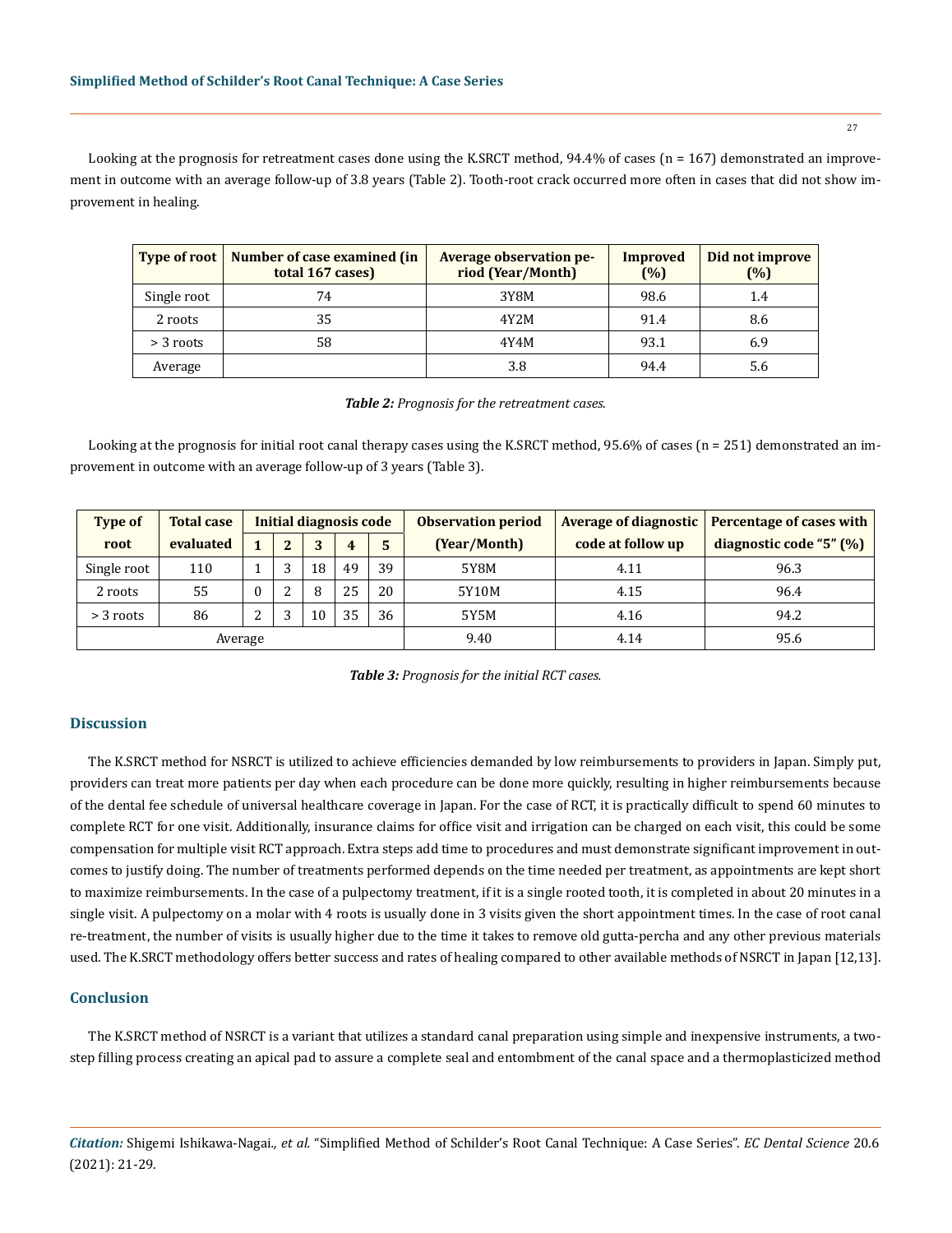Looking at the prognosis for retreatment cases done using the K.SRCT method, 94.4% of cases (n = 167) demonstrated an improvement in outcome with an average follow-up of 3.8 years (Table 2). Tooth-root crack occurred more often in cases that did not show improvement in healing.

| Type of root | Number of case examined (in total 167 cases) | Average observation period (Year/Month) | Improved (%) | Did not improve (%) |
|---|---|---|---|---|
| Single root | 74 | 3Y8M | 98.6 | 1.4 |
| 2 roots | 35 | 4Y2M | 91.4 | 8.6 |
| > 3 roots | 58 | 4Y4M | 93.1 | 6.9 |
| Average | | 3.8 | 94.4 | 5.6 |

***Table 2:*** *Prognosis for the retreatment cases.*

Looking at the prognosis for initial root canal therapy cases using the K.SRCT method, 95.6% of cases (n = 251) demonstrated an improvement in outcome with an average follow-up of 3 years (Table 3).

| Type of root | Total case evaluated | Initial diagnosis code | | | | | Observation period (Year/Month) | Average of diagnostic code at follow up | Percentage of cases with diagnostic code "5" (%) |
|---|---|---|---|---|---|---|---|---|---|
| | | 1 | 2 | 3 | 4 | 5 | | | |
| Single root | 110 | 1 | 3 | 18 | 49 | 39 | 5Y8M | 4.11 | 96.3 |
| 2 roots | 55 | 0 | 2 | 8 | 25 | 20 | 5Y10M | 4.15 | 96.4 |
| > 3 roots | 86 | 2 | 3 | 10 | 35 | 36 | 5Y5M | 4.16 | 94.2 |
| Average | | | | | | | 9.40 | 4.14 | 95.6 |

***Table 3:*** *Prognosis for the initial RCT cases.*

## Discussion

The K.SRCT method for NSRCT is utilized to achieve efficiencies demanded by low reimbursements to providers in Japan. Simply put, providers can treat more patients per day when each procedure can be done more quickly, resulting in higher reimbursements because of the dental fee schedule of universal healthcare coverage in Japan. For the case of RCT, it is practically difficult to spend 60 minutes to complete RCT for one visit. Additionally, insurance claims for office visit and irrigation can be charged on each visit, this could be some compensation for multiple visit RCT approach. Extra steps add time to procedures and must demonstrate significant improvement in outcomes to justify doing. The number of treatments performed depends on the time needed per treatment, as appointments are kept short to maximize reimbursements. In the case of a pulpectomy treatment, if it is a single rooted tooth, it is completed in about 20 minutes in a single visit. A pulpectomy on a molar with 4 roots is usually done in 3 visits given the short appointment times. In the case of root canal re-treatment, the number of visits is usually higher due to the time it takes to remove old gutta-percha and any other previous materials used. The K.SRCT methodology offers better success and rates of healing compared to other available methods of NSRCT in Japan [12,13].

## Conclusion

The K.SRCT method of NSRCT is a variant that utilizes a standard canal preparation using simple and inexpensive instruments, a two-step filling process creating an apical pad to assure a complete seal and entombment of the canal space and a thermoplasticized method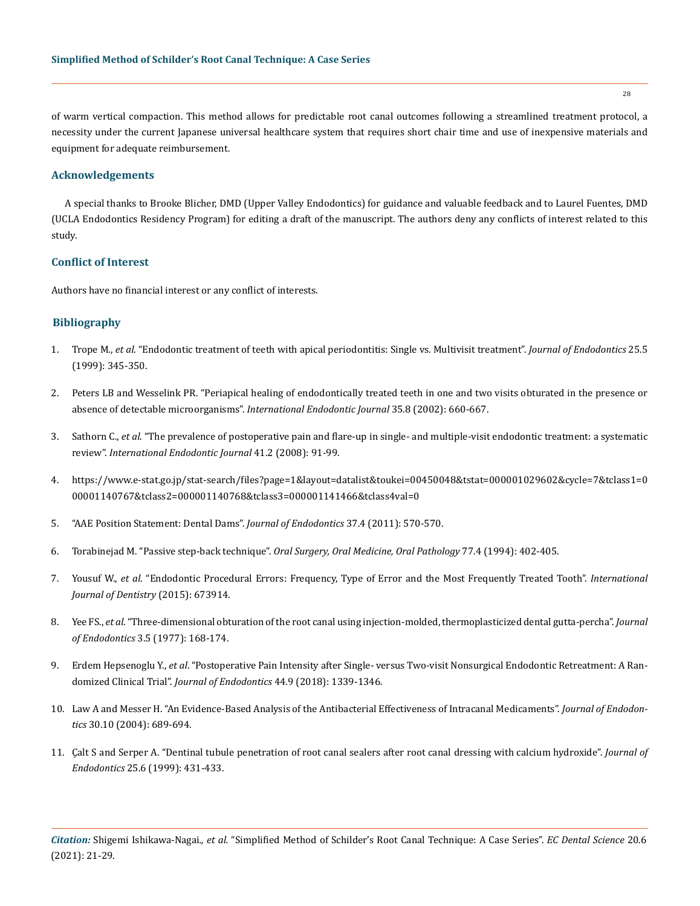of warm vertical compaction. This method allows for predictable root canal outcomes following a streamlined treatment protocol, a necessity under the current Japanese universal healthcare system that requires short chair time and use of inexpensive materials and equipment for adequate reimbursement.

## Acknowledgements

A special thanks to Brooke Blicher, DMD (Upper Valley Endodontics) for guidance and valuable feedback and to Laurel Fuentes, DMD (UCLA Endodontics Residency Program) for editing a draft of the manuscript. The authors deny any conflicts of interest related to this study.

## Conflict of Interest

Authors have no financial interest or any conflict of interests.

## Bibliography

1. Trope M., *et al*. "Endodontic treatment of teeth with apical periodontitis: Single vs. Multivisit treatment". *Journal of Endodontics* 25.5 (1999): 345-350.
2. Peters LB and Wesselink PR. "Periapical healing of endodontically treated teeth in one and two visits obturated in the presence or absence of detectable microorganisms". *International Endodontic Journal* 35.8 (2002): 660-667.
3. Sathorn C., *et al*. "The prevalence of postoperative pain and flare-up in single- and multiple-visit endodontic treatment: a systematic review". *International Endodontic Journal* 41.2 (2008): 91-99.
4. https://www.e-stat.go.jp/stat-search/files?page=1&layout=datalist&toukei=00450048&tstat=000001029602&cycle=7&tclass1=000001140767&tclass2=000001140768&tclass3=000001141466&tclass4val=0
5. "AAE Position Statement: Dental Dams". *Journal of Endodontics* 37.4 (2011): 570-570.
6. Torabinejad M. "Passive step-back technique". *Oral Surgery, Oral Medicine, Oral Pathology* 77.4 (1994): 402-405.
7. Yousuf W., *et al*. "Endodontic Procedural Errors: Frequency, Type of Error and the Most Frequently Treated Tooth". *International Journal of Dentistry* (2015): 673914.
8. Yee FS., *et al*. "Three-dimensional obturation of the root canal using injection-molded, thermoplasticized dental gutta-percha". *Journal of Endodontics* 3.5 (1977): 168-174.
9. Erdem Hepsenoglu Y., *et al*. "Postoperative Pain Intensity after Single- versus Two-visit Nonsurgical Endodontic Retreatment: A Randomized Clinical Trial". *Journal of Endodontics* 44.9 (2018): 1339-1346.
10. Law A and Messer H. "An Evidence-Based Analysis of the Antibacterial Effectiveness of Intracanal Medicaments". *Journal of Endodontics* 30.10 (2004): 689-694.
11. Çalt S and Serper A. "Dentinal tubule penetration of root canal sealers after root canal dressing with calcium hydroxide". *Journal of Endodontics* 25.6 (1999): 431-433.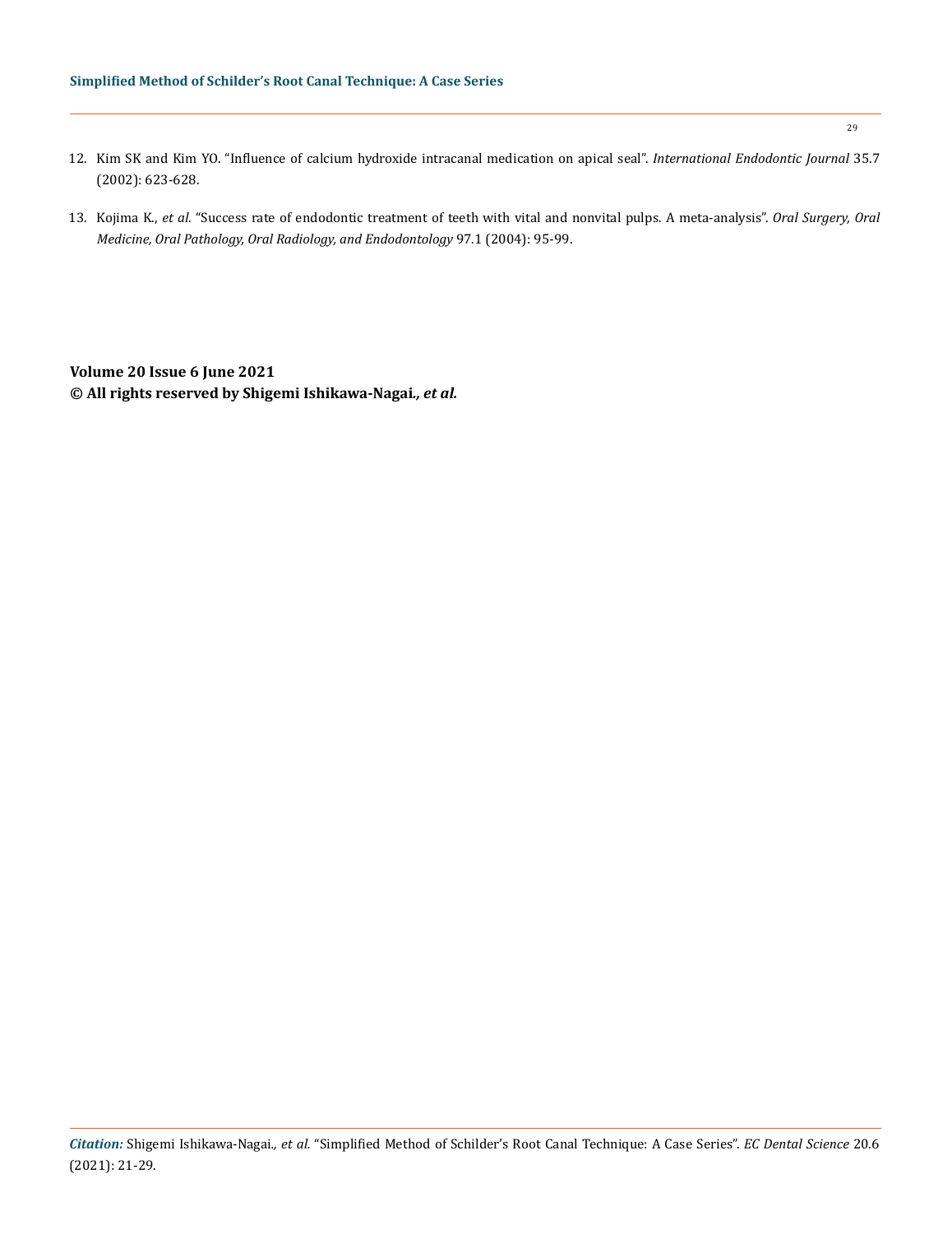12. Kim SK and Kim YO. "Influence of calcium hydroxide intracanal medication on apical seal". *International Endodontic Journal* 35.7 (2002): 623-628.

13. Kojima K., *et al*. "Success rate of endodontic treatment of teeth with vital and nonvital pulps. A meta-analysis". *Oral Surgery, Oral Medicine, Oral Pathology, Oral Radiology, and Endodontology* 97.1 (2004): 95-99.

**Volume 20 Issue 6 June 2021**
**© All rights reserved by Shigemi Ishikawa-Nagai.*, et al.***